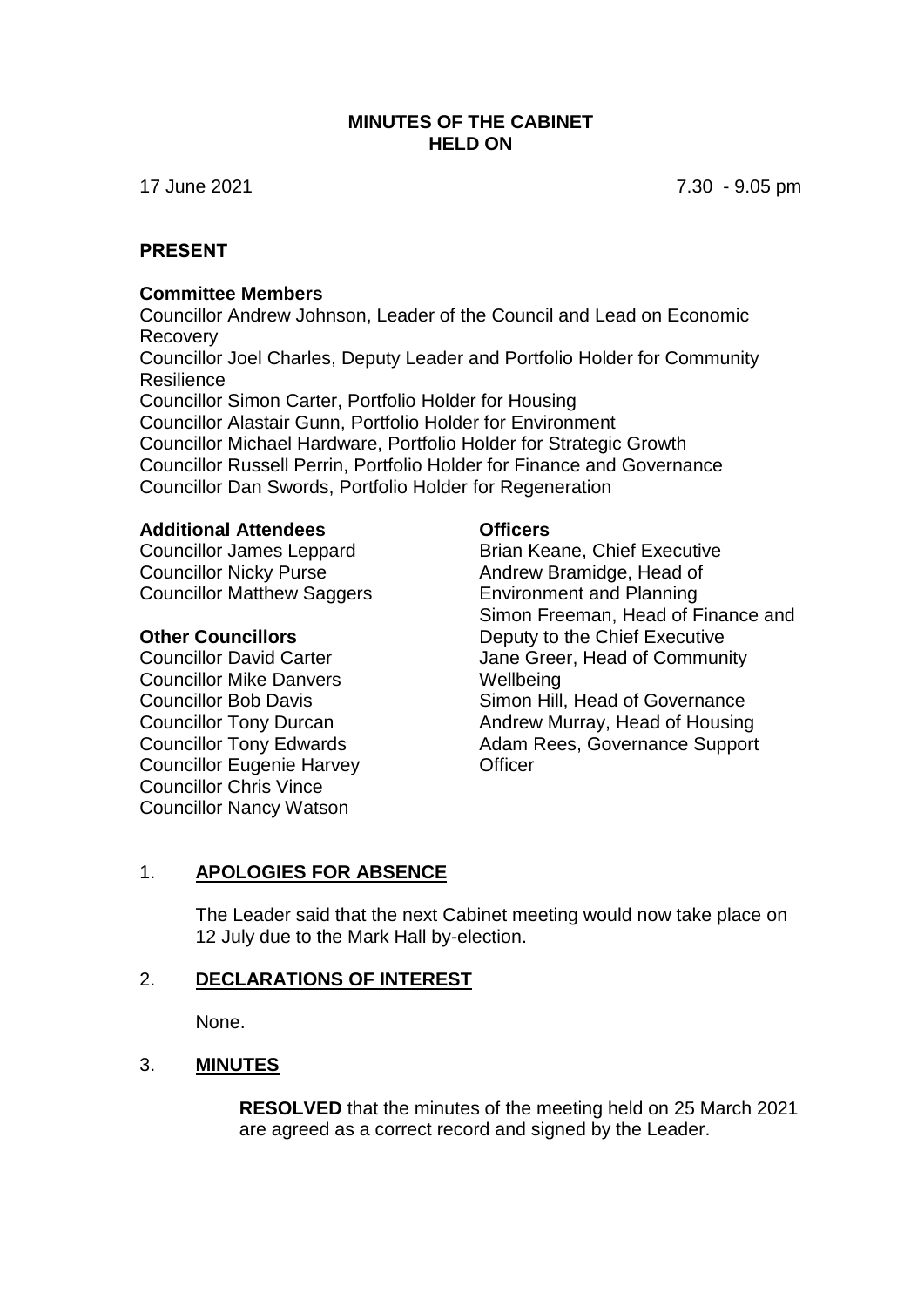# MINUTES OF THE CABINET HELD ON

17 June 2021 7.30 - 9.05 pm

## PRESENT

### Committee Members

Councillor Andrew Johnson, Leader of the Council and Lead on Economic Recovery
Councillor Joel Charles, Deputy Leader and Portfolio Holder for Community Resilience
Councillor Simon Carter, Portfolio Holder for Housing
Councillor Alastair Gunn, Portfolio Holder for Environment
Councillor Michael Hardware, Portfolio Holder for Strategic Growth
Councillor Russell Perrin, Portfolio Holder for Finance and Governance
Councillor Dan Swords, Portfolio Holder for Regeneration

### Additional Attendees

Councillor James Leppard
Councillor Nicky Purse
Councillor Matthew Saggers

### Other Councillors

Councillor David Carter
Councillor Mike Danvers
Councillor Bob Davis
Councillor Tony Durcan
Councillor Tony Edwards
Councillor Eugenie Harvey
Councillor Chris Vince
Councillor Nancy Watson

### Officers

Brian Keane, Chief Executive
Andrew Bramidge, Head of Environment and Planning
Simon Freeman, Head of Finance and Deputy to the Chief Executive
Jane Greer, Head of Community Wellbeing
Simon Hill, Head of Governance
Andrew Murray, Head of Housing
Adam Rees, Governance Support Officer

## 1. APOLOGIES FOR ABSENCE

The Leader said that the next Cabinet meeting would now take place on 12 July due to the Mark Hall by-election.

## 2. DECLARATIONS OF INTEREST

None.

## 3. MINUTES

**RESOLVED** that the minutes of the meeting held on 25 March 2021 are agreed as a correct record and signed by the Leader.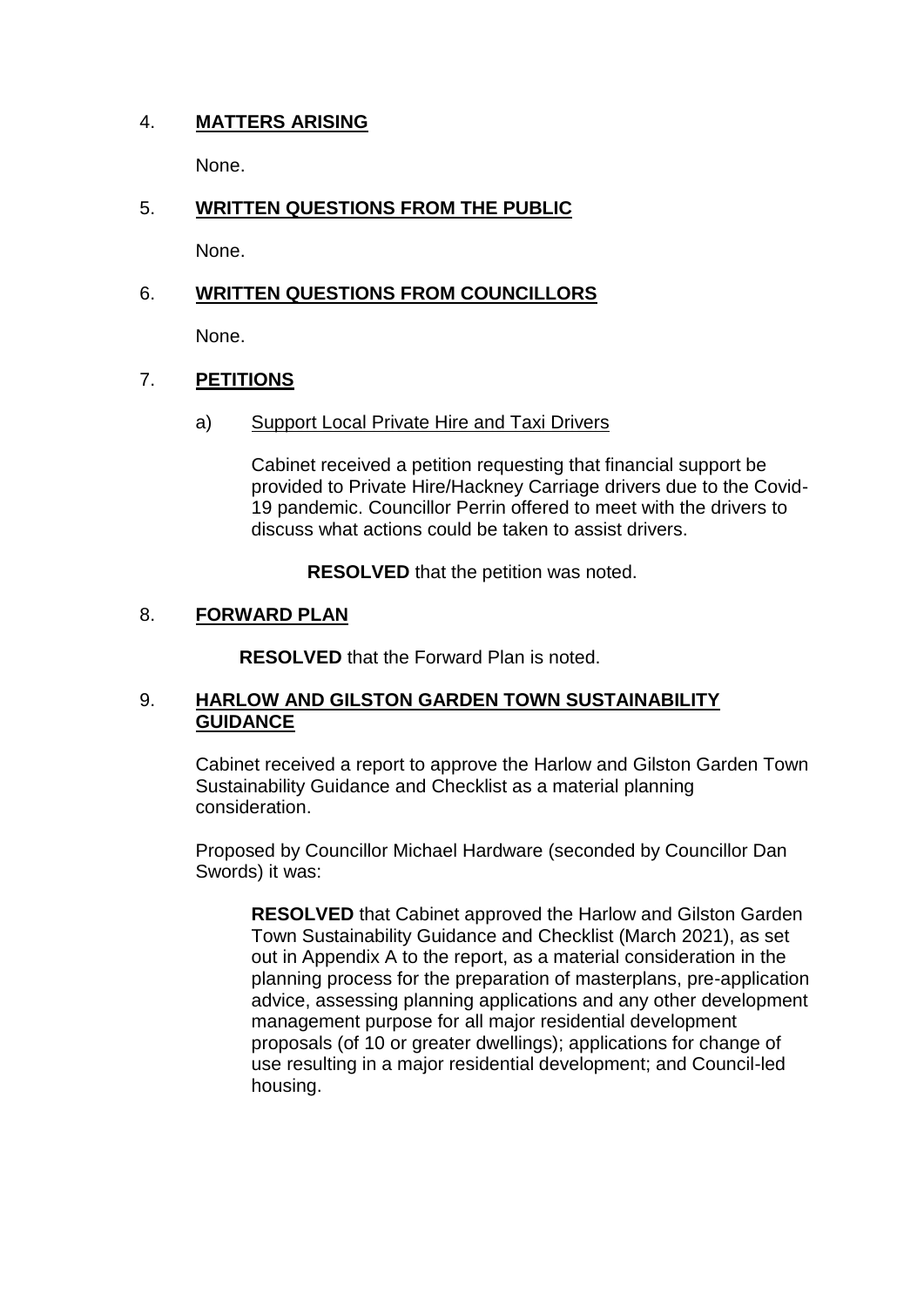## 4. **MATTERS ARISING**

None.

## 5. **WRITTEN QUESTIONS FROM THE PUBLIC**

None.

## 6. **WRITTEN QUESTIONS FROM COUNCILLORS**

None.

## 7. **PETITIONS**

a) Support Local Private Hire and Taxi Drivers

Cabinet received a petition requesting that financial support be provided to Private Hire/Hackney Carriage drivers due to the Covid-19 pandemic. Councillor Perrin offered to meet with the drivers to discuss what actions could be taken to assist drivers.

**RESOLVED** that the petition was noted.

## 8. **FORWARD PLAN**

**RESOLVED** that the Forward Plan is noted.

## 9. **HARLOW AND GILSTON GARDEN TOWN SUSTAINABILITY GUIDANCE**

Cabinet received a report to approve the Harlow and Gilston Garden Town Sustainability Guidance and Checklist as a material planning consideration.

Proposed by Councillor Michael Hardware (seconded by Councillor Dan Swords) it was:

**RESOLVED** that Cabinet approved the Harlow and Gilston Garden Town Sustainability Guidance and Checklist (March 2021), as set out in Appendix A to the report, as a material consideration in the planning process for the preparation of masterplans, pre-application advice, assessing planning applications and any other development management purpose for all major residential development proposals (of 10 or greater dwellings); applications for change of use resulting in a major residential development; and Council-led housing.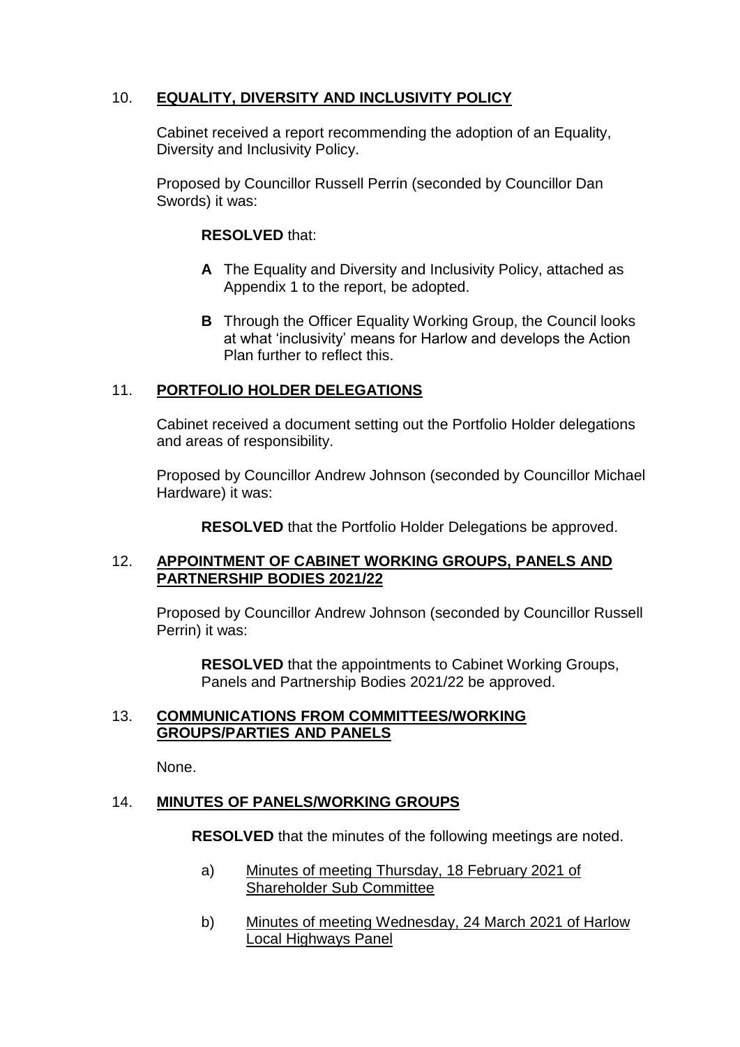## 10. **EQUALITY, DIVERSITY AND INCLUSIVITY POLICY**

Cabinet received a report recommending the adoption of an Equality, Diversity and Inclusivity Policy.

Proposed by Councillor Russell Perrin (seconded by Councillor Dan Swords) it was:

**RESOLVED** that:

- **A** The Equality and Diversity and Inclusivity Policy, attached as Appendix 1 to the report, be adopted.
- **B** Through the Officer Equality Working Group, the Council looks at what 'inclusivity' means for Harlow and develops the Action Plan further to reflect this.

## 11. **PORTFOLIO HOLDER DELEGATIONS**

Cabinet received a document setting out the Portfolio Holder delegations and areas of responsibility.

Proposed by Councillor Andrew Johnson (seconded by Councillor Michael Hardware) it was:

**RESOLVED** that the Portfolio Holder Delegations be approved.

## 12. **APPOINTMENT OF CABINET WORKING GROUPS, PANELS AND PARTNERSHIP BODIES 2021/22**

Proposed by Councillor Andrew Johnson (seconded by Councillor Russell Perrin) it was:

**RESOLVED** that the appointments to Cabinet Working Groups, Panels and Partnership Bodies 2021/22 be approved.

## 13. **COMMUNICATIONS FROM COMMITTEES/WORKING GROUPS/PARTIES AND PANELS**

None.

## 14. **MINUTES OF PANELS/WORKING GROUPS**

**RESOLVED** that the minutes of the following meetings are noted.

a) Minutes of meeting Thursday, 18 February 2021 of Shareholder Sub Committee

b) Minutes of meeting Wednesday, 24 March 2021 of Harlow Local Highways Panel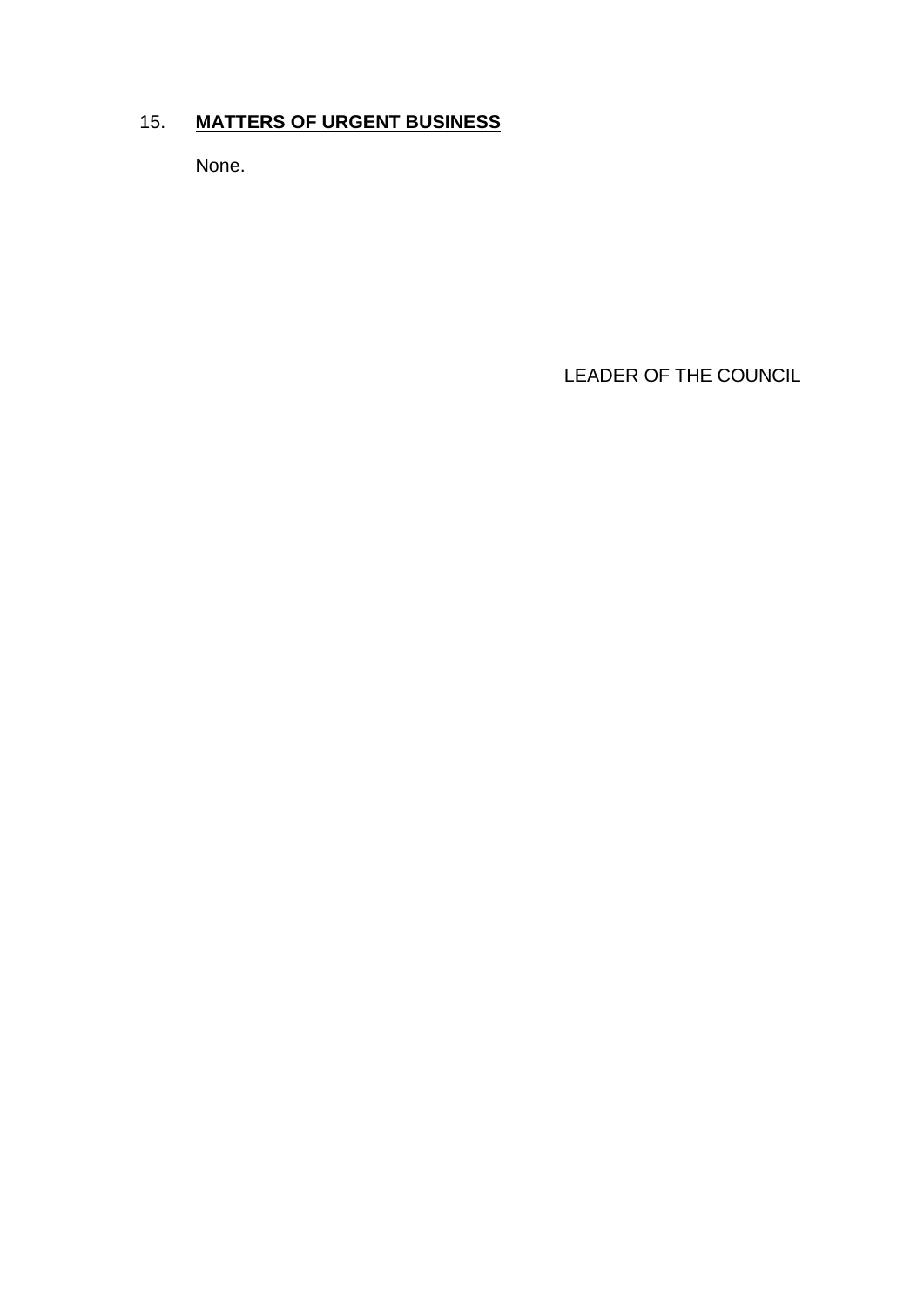## 15. **MATTERS OF URGENT BUSINESS**

None.

LEADER OF THE COUNCIL